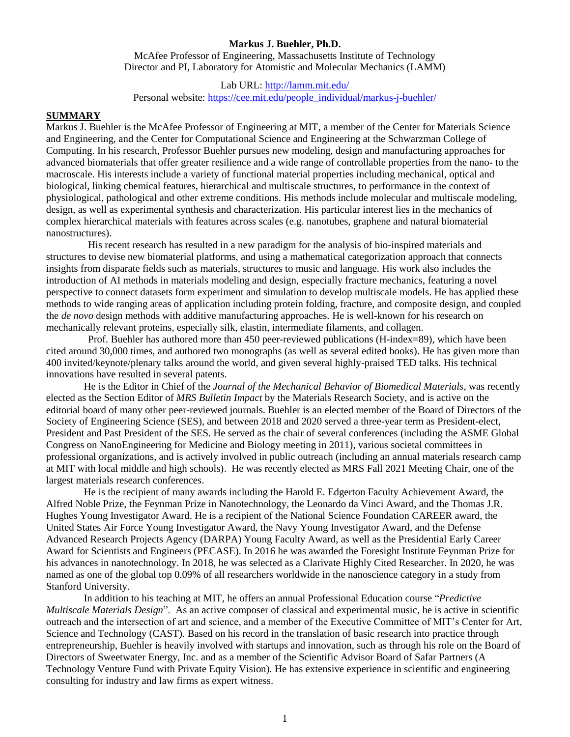**Markus J. Buehler, Ph.D.**

McAfee Professor of Engineering, Massachusetts Institute of Technology
Director and PI, Laboratory for Atomistic and Molecular Mechanics (LAMM)

Lab URL: http://lamm.mit.edu/
Personal website: https://cee.mit.edu/people_individual/markus-j-buehler/

## SUMMARY

Markus J. Buehler is the McAfee Professor of Engineering at MIT, a member of the Center for Materials Science and Engineering, and the Center for Computational Science and Engineering at the Schwarzman College of Computing. In his research, Professor Buehler pursues new modeling, design and manufacturing approaches for advanced biomaterials that offer greater resilience and a wide range of controllable properties from the nano- to the macroscale. His interests include a variety of functional material properties including mechanical, optical and biological, linking chemical features, hierarchical and multiscale structures, to performance in the context of physiological, pathological and other extreme conditions. His methods include molecular and multiscale modeling, design, as well as experimental synthesis and characterization. His particular interest lies in the mechanics of complex hierarchical materials with features across scales (e.g. nanotubes, graphene and natural biomaterial nanostructures).

His recent research has resulted in a new paradigm for the analysis of bio-inspired materials and structures to devise new biomaterial platforms, and using a mathematical categorization approach that connects insights from disparate fields such as materials, structures to music and language. His work also includes the introduction of AI methods in materials modeling and design, especially fracture mechanics, featuring a novel perspective to connect datasets form experiment and simulation to develop multiscale models. He has applied these methods to wide ranging areas of application including protein folding, fracture, and composite design, and coupled the *de novo* design methods with additive manufacturing approaches. He is well-known for his research on mechanically relevant proteins, especially silk, elastin, intermediate filaments, and collagen.

Prof. Buehler has authored more than 450 peer-reviewed publications (H-index=89), which have been cited around 30,000 times, and authored two monographs (as well as several edited books). He has given more than 400 invited/keynote/plenary talks around the world, and given several highly-praised TED talks. His technical innovations have resulted in several patents.

He is the Editor in Chief of the *Journal of the Mechanical Behavior of Biomedical Materials*, was recently elected as the Section Editor of *MRS Bulletin Impact* by the Materials Research Society, and is active on the editorial board of many other peer-reviewed journals. Buehler is an elected member of the Board of Directors of the Society of Engineering Science (SES), and between 2018 and 2020 served a three-year term as President-elect, President and Past President of the SES. He served as the chair of several conferences (including the ASME Global Congress on NanoEngineering for Medicine and Biology meeting in 2011), various societal committees in professional organizations, and is actively involved in public outreach (including an annual materials research camp at MIT with local middle and high schools). He was recently elected as MRS Fall 2021 Meeting Chair, one of the largest materials research conferences.

He is the recipient of many awards including the Harold E. Edgerton Faculty Achievement Award, the Alfred Noble Prize, the Feynman Prize in Nanotechnology, the Leonardo da Vinci Award, and the Thomas J.R. Hughes Young Investigator Award. He is a recipient of the National Science Foundation CAREER award, the United States Air Force Young Investigator Award, the Navy Young Investigator Award, and the Defense Advanced Research Projects Agency (DARPA) Young Faculty Award, as well as the Presidential Early Career Award for Scientists and Engineers (PECASE). In 2016 he was awarded the Foresight Institute Feynman Prize for his advances in nanotechnology. In 2018, he was selected as a Clarivate Highly Cited Researcher. In 2020, he was named as one of the global top 0.09% of all researchers worldwide in the nanoscience category in a study from Stanford University.

In addition to his teaching at MIT, he offers an annual Professional Education course "*Predictive Multiscale Materials Design*". As an active composer of classical and experimental music, he is active in scientific outreach and the intersection of art and science, and a member of the Executive Committee of MIT's Center for Art, Science and Technology (CAST). Based on his record in the translation of basic research into practice through entrepreneurship, Buehler is heavily involved with startups and innovation, such as through his role on the Board of Directors of Sweetwater Energy, Inc. and as a member of the Scientific Advisor Board of Safar Partners (A Technology Venture Fund with Private Equity Vision). He has extensive experience in scientific and engineering consulting for industry and law firms as expert witness.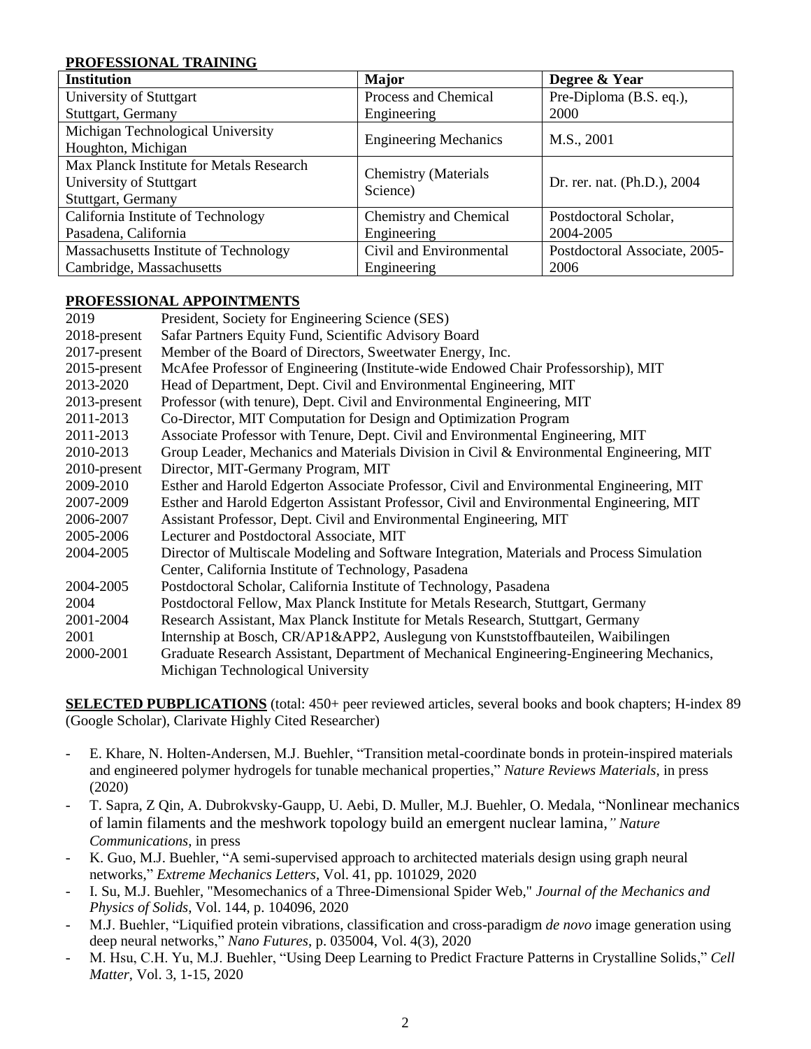## PROFESSIONAL TRAINING

| Institution | Major | Degree & Year |
|---|---|---|
| University of Stuttgart<br>Stuttgart, Germany | Process and Chemical Engineering | Pre-Diploma (B.S. eq.), 2000 |
| Michigan Technological University<br>Houghton, Michigan | Engineering Mechanics | M.S., 2001 |
| Max Planck Institute for Metals Research<br>University of Stuttgart<br>Stuttgart, Germany | Chemistry (Materials Science) | Dr. rer. nat. (Ph.D.), 2004 |
| California Institute of Technology<br>Pasadena, California | Chemistry and Chemical Engineering | Postdoctoral Scholar, 2004-2005 |
| Massachusetts Institute of Technology<br>Cambridge, Massachusetts | Civil and Environmental Engineering | Postdoctoral Associate, 2005-2006 |

## PROFESSIONAL APPOINTMENTS

| | |
|---|---|
| 2019 | President, Society for Engineering Science (SES) |
| 2018-present | Safar Partners Equity Fund, Scientific Advisory Board |
| 2017-present | Member of the Board of Directors, Sweetwater Energy, Inc. |
| 2015-present | McAfee Professor of Engineering (Institute-wide Endowed Chair Professorship), MIT |
| 2013-2020 | Head of Department, Dept. Civil and Environmental Engineering, MIT |
| 2013-present | Professor (with tenure), Dept. Civil and Environmental Engineering, MIT |
| 2011-2013 | Co-Director, MIT Computation for Design and Optimization Program |
| 2011-2013 | Associate Professor with Tenure, Dept. Civil and Environmental Engineering, MIT |
| 2010-2013 | Group Leader, Mechanics and Materials Division in Civil & Environmental Engineering, MIT |
| 2010-present | Director, MIT-Germany Program, MIT |
| 2009-2010 | Esther and Harold Edgerton Associate Professor, Civil and Environmental Engineering, MIT |
| 2007-2009 | Esther and Harold Edgerton Assistant Professor, Civil and Environmental Engineering, MIT |
| 2006-2007 | Assistant Professor, Dept. Civil and Environmental Engineering, MIT |
| 2005-2006 | Lecturer and Postdoctoral Associate, MIT |
| 2004-2005 | Director of Multiscale Modeling and Software Integration, Materials and Process Simulation Center, California Institute of Technology, Pasadena |
| 2004-2005 | Postdoctoral Scholar, California Institute of Technology, Pasadena |
| 2004 | Postdoctoral Fellow, Max Planck Institute for Metals Research, Stuttgart, Germany |
| 2001-2004 | Research Assistant, Max Planck Institute for Metals Research, Stuttgart, Germany |
| 2001 | Internship at Bosch, CR/AP1&APP2, Auslegung von Kunststoffbauteilen, Waibilingen |
| 2000-2001 | Graduate Research Assistant, Department of Mechanical Engineering-Engineering Mechanics, Michigan Technological University |

**SELECTED PUBPLICATIONS** (total: 450+ peer reviewed articles, several books and book chapters; H-index 89 (Google Scholar), Clarivate Highly Cited Researcher)

- E. Khare, N. Holten-Andersen, M.J. Buehler, "Transition metal-coordinate bonds in protein-inspired materials and engineered polymer hydrogels for tunable mechanical properties," *Nature Reviews Materials*, in press (2020)
- T. Sapra, Z Qin, A. Dubrokvsky-Gaupp, U. Aebi, D. Muller, M.J. Buehler, O. Medala, "Nonlinear mechanics of lamin filaments and the meshwork topology build an emergent nuclear lamina*," Nature Communications*, in press
- K. Guo, M.J. Buehler, "A semi-supervised approach to architected materials design using graph neural networks," *Extreme Mechanics Letters*, Vol. 41, pp. 101029, 2020
- I. Su, M.J. Buehler, "Mesomechanics of a Three-Dimensional Spider Web," *Journal of the Mechanics and Physics of Solids*, Vol. 144, p. 104096, 2020
- M.J. Buehler, "Liquified protein vibrations, classification and cross-paradigm *de novo* image generation using deep neural networks," *Nano Futures*, p. 035004, Vol. 4(3), 2020
- M. Hsu, C.H. Yu, M.J. Buehler, "Using Deep Learning to Predict Fracture Patterns in Crystalline Solids," *Cell Matter*, Vol. 3, 1-15, 2020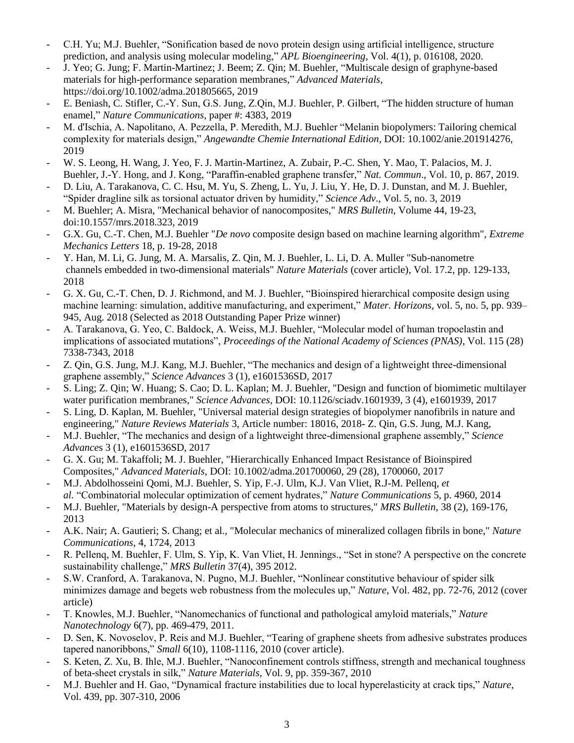- C.H. Yu; M.J. Buehler, "Sonification based de novo protein design using artificial intelligence, structure prediction, and analysis using molecular modeling," *APL Bioengineering*, Vol. 4(1), p. 016108, 2020.
- J. Yeo; G. Jung; F. Martin-Martinez; J. Beem; Z. Qin; M. Buehler, "Multiscale design of graphyne-based materials for high-performance separation membranes," *Advanced Materials*, https://doi.org/10.1002/adma.201805665, 2019
- E. Beniash, C. Stifler, C.-Y. Sun, G.S. Jung, Z.Qin, M.J. Buehler, P. Gilbert, "The hidden structure of human enamel," *Nature Communications*, paper #: 4383, 2019
- M. d'Ischia, A. Napolitano, A. Pezzella, P. Meredith, M.J. Buehler "Melanin biopolymers: Tailoring chemical complexity for materials design," *Angewandte Chemie International Edition*, DOI: 10.1002/anie.201914276, 2019
- W. S. Leong, H. Wang, J. Yeo, F. J. Martin-Martinez, A. Zubair, P.-C. Shen, Y. Mao, T. Palacios, M. J. Buehler, J.-Y. Hong, and J. Kong, "Paraffin-enabled graphene transfer," *Nat. Commun*., Vol. 10, p. 867, 2019.
- D. Liu, A. Tarakanova, C. C. Hsu, M. Yu, S. Zheng, L. Yu, J. Liu, Y. He, D. J. Dunstan, and M. J. Buehler, "Spider dragline silk as torsional actuator driven by humidity," *Science Adv*., Vol. 5, no. 3, 2019
- M. Buehler; A. Misra, "Mechanical behavior of nanocomposites," *MRS Bulletin*, Volume 44, 19-23, doi:10.1557/mrs.2018.323, 2019
- G.X. Gu, C.-T. Chen, M.J. Buehler "*De novo* composite design based on machine learning algorithm", *Extreme Mechanics Letters* 18, p. 19-28, 2018
- Y. Han, M. Li, G. Jung, M. A. Marsalis, Z. Qin, M. J. Buehler, L. Li, D. A. Muller "Sub-nanometre channels embedded in two-dimensional materials" *Nature Materials* (cover article), Vol. 17.2, pp. 129-133, 2018
- G. X. Gu, C.-T. Chen, D. J. Richmond, and M. J. Buehler, "Bioinspired hierarchical composite design using machine learning: simulation, additive manufacturing, and experiment," *Mater. Horizons*, vol. 5, no. 5, pp. 939–945, Aug. 2018 (Selected as 2018 Outstanding Paper Prize winner)
- A. Tarakanova, G. Yeo, C. Baldock, A. Weiss, M.J. Buehler, "Molecular model of human tropoelastin and implications of associated mutations", *Proceedings of the National Academy of Sciences (PNAS)*, Vol. 115 (28) 7338-7343, 2018
- Z. Qin, G.S. Jung, M.J. Kang, M.J. Buehler, "The mechanics and design of a lightweight three-dimensional graphene assembly," *Science Advances* 3 (1), e1601536SD, 2017
- S. Ling; Z. Qin; W. Huang; S. Cao; D. L. Kaplan; M. J. Buehler, "Design and function of biomimetic multilayer water purification membranes," *Science Advances*, DOI: 10.1126/sciadv.1601939, 3 (4), e1601939, 2017
- S. Ling, D. Kaplan, M. Buehler, "Universal material design strategies of biopolymer nanofibrils in nature and engineering," *Nature Reviews Materials* 3, Article number: 18016, 2018- Z. Qin, G.S. Jung, M.J. Kang,
- M.J. Buehler, "The mechanics and design of a lightweight three-dimensional graphene assembly," *Science Advances* 3 (1), e1601536SD, 2017
- G. X. Gu; M. Takaffoli; M. J. Buehler, "Hierarchically Enhanced Impact Resistance of Bioinspired Composites," *Advanced Materials*, DOI: 10.1002/adma.201700060, 29 (28), 1700060, 2017
- M.J. Abdolhosseini Qomi, M.J. Buehler, S. Yip, F.-J. Ulm, K.J. Van Vliet, R.J-M. Pellenq, *et al.* "Combinatorial molecular optimization of cement hydrates," *Nature Communications* 5, p. 4960, 2014
- M.J. Buehler, "Materials by design-A perspective from atoms to structures," *MRS Bulletin*, 38 (2), 169-176, 2013
- A.K. Nair; A. Gautieri; S. Chang; et al., "Molecular mechanics of mineralized collagen fibrils in bone," *Nature Communications*, 4, 1724, 2013
- R. Pellenq, M. Buehler, F. Ulm, S. Yip, K. Van Vliet, H. Jennings., "Set in stone? A perspective on the concrete sustainability challenge," *MRS Bulletin* 37(4), 395 2012.
- S.W. Cranford, A. Tarakanova, N. Pugno, M.J. Buehler, "Nonlinear constitutive behaviour of spider silk minimizes damage and begets web robustness from the molecules up," *Nature*, Vol. 482, pp. 72-76, 2012 (cover article)
- T. Knowles, M.J. Buehler, "Nanomechanics of functional and pathological amyloid materials," *Nature Nanotechnology* 6(7), pp. 469-479, 2011.
- D. Sen, K. Novoselov, P. Reis and M.J. Buehler, "Tearing of graphene sheets from adhesive substrates produces tapered nanoribbons," *Small* 6(10), 1108-1116, 2010 (cover article).
- S. Keten, Z. Xu, B. Ihle, M.J. Buehler, "Nanoconfinement controls stiffness, strength and mechanical toughness of beta-sheet crystals in silk," *Nature Materials*, Vol. 9, pp. 359-367, 2010
- M.J. Buehler and H. Gao, "Dynamical fracture instabilities due to local hyperelasticity at crack tips," *Nature*, Vol. 439, pp. 307-310, 2006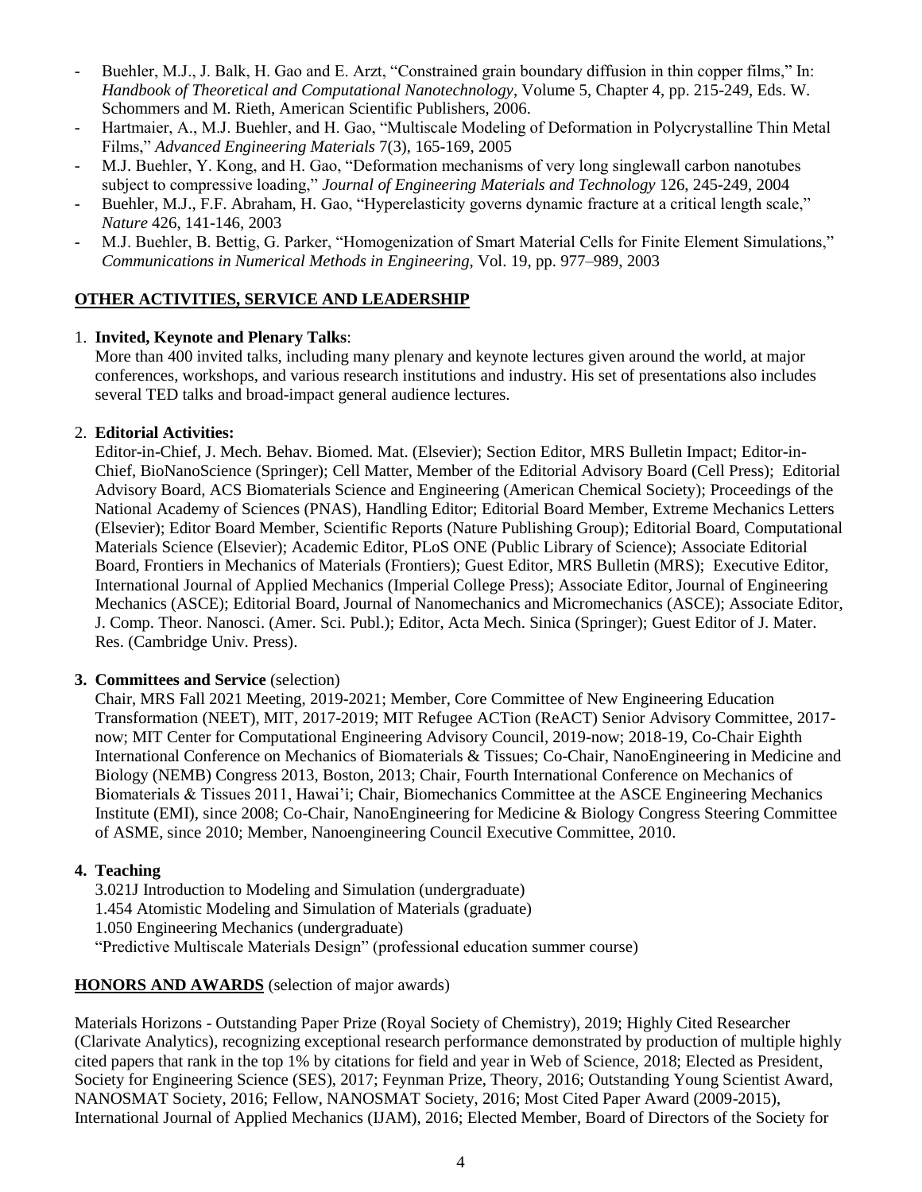- Buehler, M.J., J. Balk, H. Gao and E. Arzt, "Constrained grain boundary diffusion in thin copper films," In: *Handbook of Theoretical and Computational Nanotechnology*, Volume 5, Chapter 4, pp. 215-249, Eds. W. Schommers and M. Rieth, American Scientific Publishers, 2006.
- Hartmaier, A., M.J. Buehler, and H. Gao, "Multiscale Modeling of Deformation in Polycrystalline Thin Metal Films," *Advanced Engineering Materials* 7(3), 165-169, 2005
- M.J. Buehler, Y. Kong, and H. Gao, "Deformation mechanisms of very long singlewall carbon nanotubes subject to compressive loading," *Journal of Engineering Materials and Technology* 126, 245-249, 2004
- Buehler, M.J., F.F. Abraham, H. Gao, "Hyperelasticity governs dynamic fracture at a critical length scale," *Nature* 426, 141-146, 2003
- M.J. Buehler, B. Bettig, G. Parker, "Homogenization of Smart Material Cells for Finite Element Simulations," *Communications in Numerical Methods in Engineering*, Vol. 19, pp. 977–989, 2003

## OTHER ACTIVITIES, SERVICE AND LEADERSHIP

1. **Invited, Keynote and Plenary Talks**:
   More than 400 invited talks, including many plenary and keynote lectures given around the world, at major conferences, workshops, and various research institutions and industry. His set of presentations also includes several TED talks and broad-impact general audience lectures.

2. **Editorial Activities:**
   Editor-in-Chief, J. Mech. Behav. Biomed. Mat. (Elsevier); Section Editor, MRS Bulletin Impact; Editor-in-Chief, BioNanoScience (Springer); Cell Matter, Member of the Editorial Advisory Board (Cell Press); Editorial Advisory Board, ACS Biomaterials Science and Engineering (American Chemical Society); Proceedings of the National Academy of Sciences (PNAS), Handling Editor; Editorial Board Member, Extreme Mechanics Letters (Elsevier); Editor Board Member, Scientific Reports (Nature Publishing Group); Editorial Board, Computational Materials Science (Elsevier); Academic Editor, PLoS ONE (Public Library of Science); Associate Editorial Board, Frontiers in Mechanics of Materials (Frontiers); Guest Editor, MRS Bulletin (MRS); Executive Editor, International Journal of Applied Mechanics (Imperial College Press); Associate Editor, Journal of Engineering Mechanics (ASCE); Editorial Board, Journal of Nanomechanics and Micromechanics (ASCE); Associate Editor, J. Comp. Theor. Nanosci. (Amer. Sci. Publ.); Editor, Acta Mech. Sinica (Springer); Guest Editor of J. Mater. Res. (Cambridge Univ. Press).

3. **Committees and Service** (selection)
   Chair, MRS Fall 2021 Meeting, 2019-2021; Member, Core Committee of New Engineering Education Transformation (NEET), MIT, 2017-2019; MIT Refugee ACTion (ReACT) Senior Advisory Committee, 2017-now; MIT Center for Computational Engineering Advisory Council, 2019-now; 2018-19, Co-Chair Eighth International Conference on Mechanics of Biomaterials & Tissues; Co-Chair, NanoEngineering in Medicine and Biology (NEMB) Congress 2013, Boston, 2013; Chair, Fourth International Conference on Mechanics of Biomaterials & Tissues 2011, Hawai'i; Chair, Biomechanics Committee at the ASCE Engineering Mechanics Institute (EMI), since 2008; Co-Chair, NanoEngineering for Medicine & Biology Congress Steering Committee of ASME, since 2010; Member, Nanoengineering Council Executive Committee, 2010.

4. **Teaching**
   3.021J Introduction to Modeling and Simulation (undergraduate)
   1.454 Atomistic Modeling and Simulation of Materials (graduate)
   1.050 Engineering Mechanics (undergraduate)
   "Predictive Multiscale Materials Design" (professional education summer course)

## HONORS AND AWARDS (selection of major awards)

Materials Horizons - Outstanding Paper Prize (Royal Society of Chemistry), 2019; Highly Cited Researcher (Clarivate Analytics), recognizing exceptional research performance demonstrated by production of multiple highly cited papers that rank in the top 1% by citations for field and year in Web of Science, 2018; Elected as President, Society for Engineering Science (SES), 2017; Feynman Prize, Theory, 2016; Outstanding Young Scientist Award, NANOSMAT Society, 2016; Fellow, NANOSMAT Society, 2016; Most Cited Paper Award (2009-2015), International Journal of Applied Mechanics (IJAM), 2016; Elected Member, Board of Directors of the Society for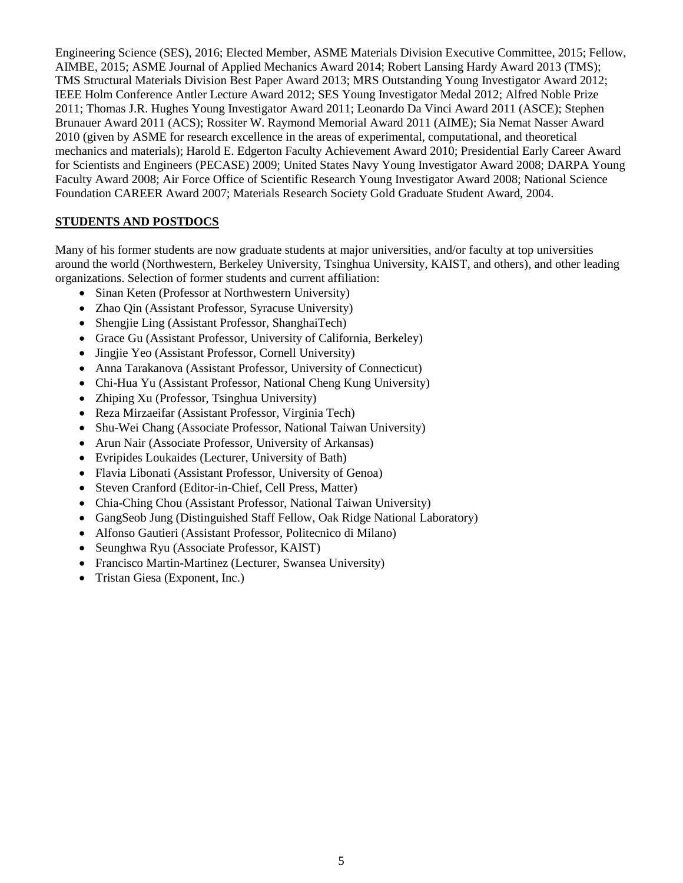Engineering Science (SES), 2016; Elected Member, ASME Materials Division Executive Committee, 2015; Fellow, AIMBE, 2015; ASME Journal of Applied Mechanics Award 2014; Robert Lansing Hardy Award 2013 (TMS); TMS Structural Materials Division Best Paper Award 2013; MRS Outstanding Young Investigator Award 2012; IEEE Holm Conference Antler Lecture Award 2012; SES Young Investigator Medal 2012; Alfred Noble Prize 2011; Thomas J.R. Hughes Young Investigator Award 2011; Leonardo Da Vinci Award 2011 (ASCE); Stephen Brunauer Award 2011 (ACS); Rossiter W. Raymond Memorial Award 2011 (AIME); Sia Nemat Nasser Award 2010 (given by ASME for research excellence in the areas of experimental, computational, and theoretical mechanics and materials); Harold E. Edgerton Faculty Achievement Award 2010; Presidential Early Career Award for Scientists and Engineers (PECASE) 2009; United States Navy Young Investigator Award 2008; DARPA Young Faculty Award 2008; Air Force Office of Scientific Research Young Investigator Award 2008; National Science Foundation CAREER Award 2007; Materials Research Society Gold Graduate Student Award, 2004.

## STUDENTS AND POSTDOCS

Many of his former students are now graduate students at major universities, and/or faculty at top universities around the world (Northwestern, Berkeley University, Tsinghua University, KAIST, and others), and other leading organizations. Selection of former students and current affiliation:

- Sinan Keten (Professor at Northwestern University)
- Zhao Qin (Assistant Professor, Syracuse University)
- Shengjie Ling (Assistant Professor, ShanghaiTech)
- Grace Gu (Assistant Professor, University of California, Berkeley)
- Jingjie Yeo (Assistant Professor, Cornell University)
- Anna Tarakanova (Assistant Professor, University of Connecticut)
- Chi-Hua Yu (Assistant Professor, National Cheng Kung University)
- Zhiping Xu (Professor, Tsinghua University)
- Reza Mirzaeifar (Assistant Professor, Virginia Tech)
- Shu-Wei Chang (Associate Professor, National Taiwan University)
- Arun Nair (Associate Professor, University of Arkansas)
- Evripides Loukaides (Lecturer, University of Bath)
- Flavia Libonati (Assistant Professor, University of Genoa)
- Steven Cranford (Editor-in-Chief, Cell Press, Matter)
- Chia-Ching Chou (Assistant Professor, National Taiwan University)
- GangSeob Jung (Distinguished Staff Fellow, Oak Ridge National Laboratory)
- Alfonso Gautieri (Assistant Professor, Politecnico di Milano)
- Seunghwa Ryu (Associate Professor, KAIST)
- Francisco Martin-Martinez (Lecturer, Swansea University)
- Tristan Giesa (Exponent, Inc.)